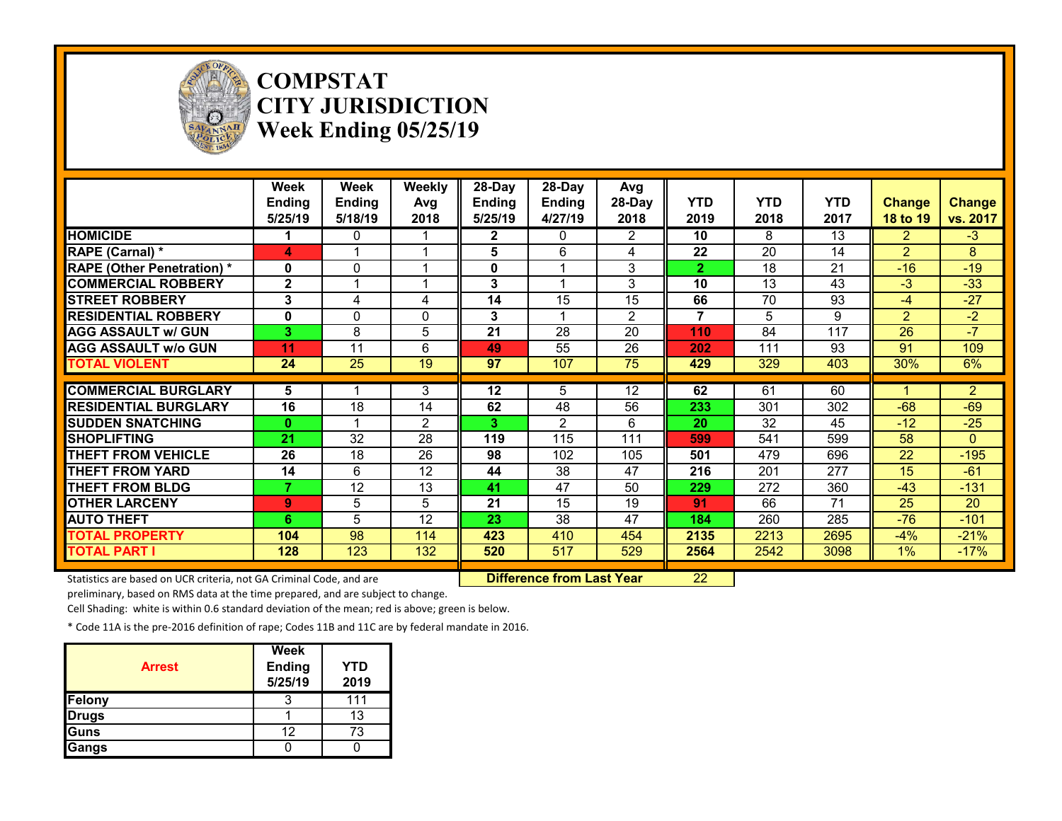# COMPSTAT
# CITY JURISDICTION
# Week Ending 05/25/19

| | Week Ending 5/25/19 | Week Ending 5/18/19 | Weekly Avg 2018 | 28-Day Ending 5/25/19 | 28-Day Ending 4/27/19 | Avg 28-Day 2018 | YTD 2019 | YTD 2018 | YTD 2017 | Change 18 to 19 | Change vs. 2017 |
|---|---|---|---|---|---|---|---|---|---|---|---|
| HOMICIDE | 1 | 0 | 1 | 2 | 0 | 2 | 10 | 8 | 13 | 2 | -3 |
| RAPE (Carnal) * | 4 | 1 | 1 | 5 | 6 | 4 | 22 | 20 | 14 | 2 | 8 |
| RAPE (Other Penetration) * | 0 | 0 | 1 | 0 | 1 | 3 | 2 | 18 | 21 | -16 | -19 |
| COMMERCIAL ROBBERY | 2 | 1 | 1 | 3 | 1 | 3 | 10 | 13 | 43 | -3 | -33 |
| STREET ROBBERY | 3 | 4 | 4 | 14 | 15 | 15 | 66 | 70 | 93 | -4 | -27 |
| RESIDENTIAL ROBBERY | 0 | 0 | 0 | 3 | 1 | 2 | 7 | 5 | 9 | 2 | -2 |
| AGG ASSAULT w/ GUN | 3 | 8 | 5 | 21 | 28 | 20 | 110 | 84 | 117 | 26 | -7 |
| AGG ASSAULT w/o GUN | 11 | 11 | 6 | 49 | 55 | 26 | 202 | 111 | 93 | 91 | 109 |
| TOTAL VIOLENT | 24 | 25 | 19 | 97 | 107 | 75 | 429 | 329 | 403 | 30% | 6% |
| COMMERCIAL BURGLARY | 5 | 1 | 3 | 12 | 5 | 12 | 62 | 61 | 60 | 1 | 2 |
| RESIDENTIAL BURGLARY | 16 | 18 | 14 | 62 | 48 | 56 | 233 | 301 | 302 | -68 | -69 |
| SUDDEN SNATCHING | 0 | 1 | 2 | 3 | 2 | 6 | 20 | 32 | 45 | -12 | -25 |
| SHOPLIFTING | 21 | 32 | 28 | 119 | 115 | 111 | 599 | 541 | 599 | 58 | 0 |
| THEFT FROM VEHICLE | 26 | 18 | 26 | 98 | 102 | 105 | 501 | 479 | 696 | 22 | -195 |
| THEFT FROM YARD | 14 | 6 | 12 | 44 | 38 | 47 | 216 | 201 | 277 | 15 | -61 |
| THEFT FROM BLDG | 7 | 12 | 13 | 41 | 47 | 50 | 229 | 272 | 360 | -43 | -131 |
| OTHER LARCENY | 9 | 5 | 5 | 21 | 15 | 19 | 91 | 66 | 71 | 25 | 20 |
| AUTO THEFT | 6 | 5 | 12 | 23 | 38 | 47 | 184 | 260 | 285 | -76 | -101 |
| TOTAL PROPERTY | 104 | 98 | 114 | 423 | 410 | 454 | 2135 | 2213 | 2695 | -4% | -21% |
| TOTAL PART I | 128 | 123 | 132 | 520 | 517 | 529 | 2564 | 2542 | 3098 | 1% | -17% |

**Difference from Last Year** 22

Statistics are based on UCR criteria, not GA Criminal Code, and are preliminary, based on RMS data at the time prepared, and are subject to change.

Cell Shading: white is within 0.6 standard deviation of the mean; red is above; green is below.

* Code 11A is the pre-2016 definition of rape; Codes 11B and 11C are by federal mandate in 2016.

| Arrest | Week Ending 5/25/19 | YTD 2019 |
|---|---|---|
| Felony | 3 | 111 |
| Drugs | 1 | 13 |
| Guns | 12 | 73 |
| Gangs | 0 | 0 |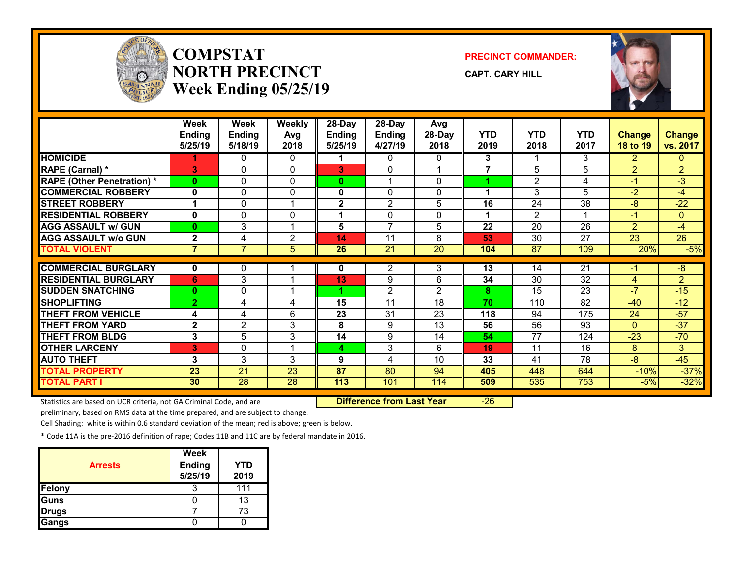# COMPSTAT NORTH PRECINCT

## Week Ending 05/25/19

**PRECINCT COMMANDER:**

**CAPT. CARY HILL**

| | Week Ending 5/25/19 | Week Ending 5/18/19 | Weekly Avg 2018 | 28-Day Ending 5/25/19 | 28-Day Ending 4/27/19 | Avg 28-Day 2018 | YTD 2019 | YTD 2018 | YTD 2017 | Change 18 to 19 | Change vs. 2017 |
|---|---|---|---|---|---|---|---|---|---|---|---|
| HOMICIDE | 1 | 0 | 0 | 1 | 0 | 0 | 3 | 1 | 3 | 2 | 0 |
| RAPE (Carnal) * | 3 | 0 | 0 | 3 | 0 | 1 | 7 | 5 | 5 | 2 | 2 |
| RAPE (Other Penetration) * | 0 | 0 | 0 | 0 | 1 | 0 | 1 | 2 | 4 | -1 | -3 |
| COMMERCIAL ROBBERY | 0 | 0 | 0 | 0 | 0 | 0 | 1 | 3 | 5 | -2 | -4 |
| STREET ROBBERY | 1 | 0 | 1 | 2 | 2 | 5 | 16 | 24 | 38 | -8 | -22 |
| RESIDENTIAL ROBBERY | 0 | 0 | 0 | 1 | 0 | 0 | 1 | 2 | 1 | -1 | 0 |
| AGG ASSAULT w/ GUN | 0 | 3 | 1 | 5 | 7 | 5 | 22 | 20 | 26 | 2 | -4 |
| AGG ASSAULT w/o GUN | 2 | 4 | 2 | 14 | 11 | 8 | 53 | 30 | 27 | 23 | 26 |
| TOTAL VIOLENT | 7 | 7 | 5 | 26 | 21 | 20 | 104 | 87 | 109 | 20% | -5% |
| COMMERCIAL BURGLARY | 0 | 0 | 1 | 0 | 2 | 3 | 13 | 14 | 21 | -1 | -8 |
| RESIDENTIAL BURGLARY | 6 | 3 | 1 | 13 | 9 | 6 | 34 | 30 | 32 | 4 | 2 |
| SUDDEN SNATCHING | 0 | 0 | 1 | 1 | 2 | 2 | 8 | 15 | 23 | -7 | -15 |
| SHOPLIFTING | 2 | 4 | 4 | 15 | 11 | 18 | 70 | 110 | 82 | -40 | -12 |
| THEFT FROM VEHICLE | 4 | 4 | 6 | 23 | 31 | 23 | 118 | 94 | 175 | 24 | -57 |
| THEFT FROM YARD | 2 | 2 | 3 | 8 | 9 | 13 | 56 | 56 | 93 | 0 | -37 |
| THEFT FROM BLDG | 3 | 5 | 3 | 14 | 9 | 14 | 54 | 77 | 124 | -23 | -70 |
| OTHER LARCENY | 3 | 0 | 1 | 4 | 3 | 6 | 19 | 11 | 16 | 8 | 3 |
| AUTO THEFT | 3 | 3 | 3 | 9 | 4 | 10 | 33 | 41 | 78 | -8 | -45 |
| TOTAL PROPERTY | 23 | 21 | 23 | 87 | 80 | 94 | 405 | 448 | 644 | -10% | -37% |
| TOTAL PART I | 30 | 28 | 28 | 113 | 101 | 114 | 509 | 535 | 753 | -5% | -32% |

**Difference from Last Year** -26

Statistics are based on UCR criteria, not GA Criminal Code, and are preliminary, based on RMS data at the time prepared, and are subject to change.

Cell Shading: white is within 0.6 standard deviation of the mean; red is above; green is below.

* Code 11A is the pre-2016 definition of rape; Codes 11B and 11C are by federal mandate in 2016.

| Arrests | Week Ending 5/25/19 | YTD 2019 |
|---|---|---|
| Felony | 3 | 111 |
| Guns | 0 | 13 |
| Drugs | 7 | 73 |
| Gangs | 0 | 0 |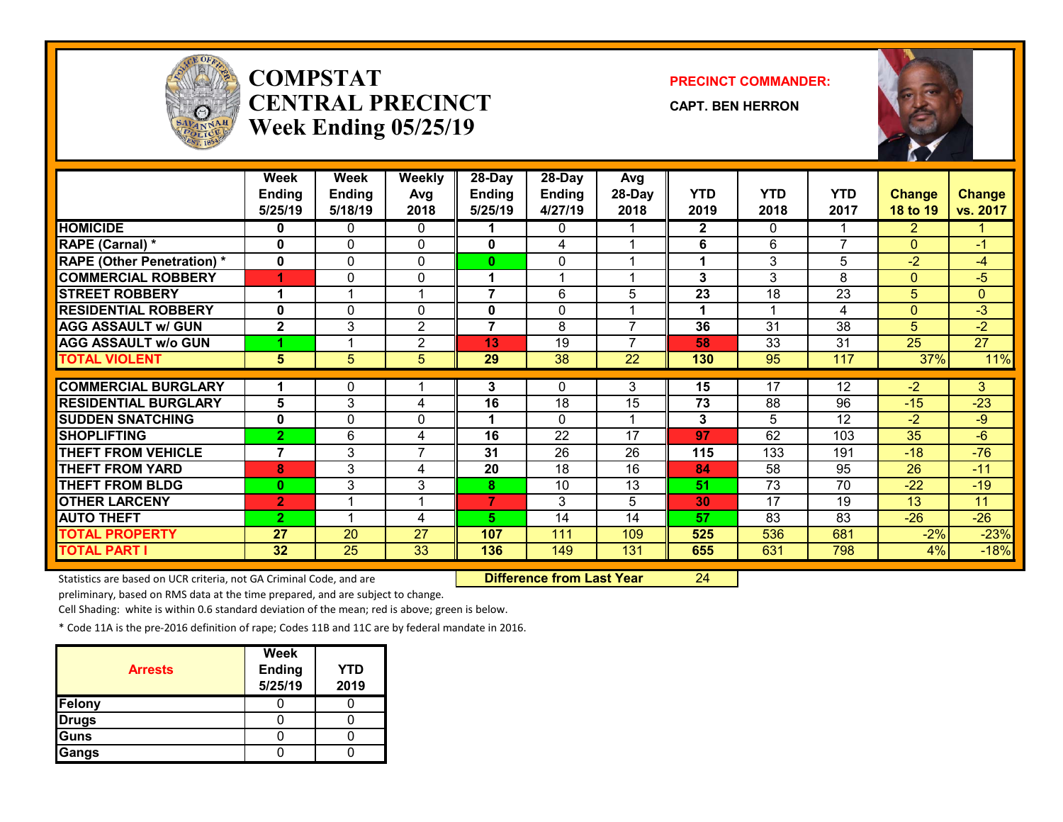# COMPSTAT
# CENTRAL PRECINCT
## Week Ending 05/25/19

**PRECINCT COMMANDER:**

**CAPT. BEN HERRON**

| | Week Ending 5/25/19 | Week Ending 5/18/19 | Weekly Avg 2018 | 28-Day Ending 5/25/19 | 28-Day Ending 4/27/19 | Avg 28-Day 2018 | YTD 2019 | YTD 2018 | YTD 2017 | Change 18 to 19 | Change vs. 2017 |
|---|---|---|---|---|---|---|---|---|---|---|---|
| HOMICIDE | 0 | 0 | 0 | 1 | 0 | 1 | 2 | 0 | 1 | 2 | 1 |
| RAPE (Carnal) * | 0 | 0 | 0 | 0 | 4 | 1 | 6 | 6 | 7 | 0 | -1 |
| RAPE (Other Penetration) * | 0 | 0 | 0 | 0 | 0 | 1 | 1 | 3 | 5 | -2 | -4 |
| COMMERCIAL ROBBERY | 1 | 0 | 0 | 1 | 1 | 1 | 3 | 3 | 8 | 0 | -5 |
| STREET ROBBERY | 1 | 1 | 1 | 7 | 6 | 5 | 23 | 18 | 23 | 5 | 0 |
| RESIDENTIAL ROBBERY | 0 | 0 | 0 | 0 | 0 | 1 | 1 | 1 | 4 | 0 | -3 |
| AGG ASSAULT w/ GUN | 2 | 3 | 2 | 7 | 8 | 7 | 36 | 31 | 38 | 5 | -2 |
| AGG ASSAULT w/o GUN | 1 | 1 | 2 | 13 | 19 | 7 | 58 | 33 | 31 | 25 | 27 |
| TOTAL VIOLENT | 5 | 5 | 5 | 29 | 38 | 22 | 130 | 95 | 117 | 37% | 11% |
| COMMERCIAL BURGLARY | 1 | 0 | 1 | 3 | 0 | 3 | 15 | 17 | 12 | -2 | 3 |
| RESIDENTIAL BURGLARY | 5 | 3 | 4 | 16 | 18 | 15 | 73 | 88 | 96 | -15 | -23 |
| SUDDEN SNATCHING | 0 | 0 | 0 | 1 | 0 | 1 | 3 | 5 | 12 | -2 | -9 |
| SHOPLIFTING | 2 | 6 | 4 | 16 | 22 | 17 | 97 | 62 | 103 | 35 | -6 |
| THEFT FROM VEHICLE | 7 | 3 | 7 | 31 | 26 | 26 | 115 | 133 | 191 | -18 | -76 |
| THEFT FROM YARD | 8 | 3 | 4 | 20 | 18 | 16 | 84 | 58 | 95 | 26 | -11 |
| THEFT FROM BLDG | 0 | 3 | 3 | 8 | 10 | 13 | 51 | 73 | 70 | -22 | -19 |
| OTHER LARCENY | 2 | 1 | 1 | 7 | 3 | 5 | 30 | 17 | 19 | 13 | 11 |
| AUTO THEFT | 2 | 1 | 4 | 5 | 14 | 14 | 57 | 83 | 83 | -26 | -26 |
| TOTAL PROPERTY | 27 | 20 | 27 | 107 | 111 | 109 | 525 | 536 | 681 | -2% | -23% |
| TOTAL PART I | 32 | 25 | 33 | 136 | 149 | 131 | 655 | 631 | 798 | 4% | -18% |

**Difference from Last Year** 24

Statistics are based on UCR criteria, not GA Criminal Code, and are preliminary, based on RMS data at the time prepared, and are subject to change.

Cell Shading: white is within 0.6 standard deviation of the mean; red is above; green is below.

* Code 11A is the pre-2016 definition of rape; Codes 11B and 11C are by federal mandate in 2016.

| Arrests | Week Ending 5/25/19 | YTD 2019 |
|---|---|---|
| Felony | 0 | 0 |
| Drugs | 0 | 0 |
| Guns | 0 | 0 |
| Gangs | 0 | 0 |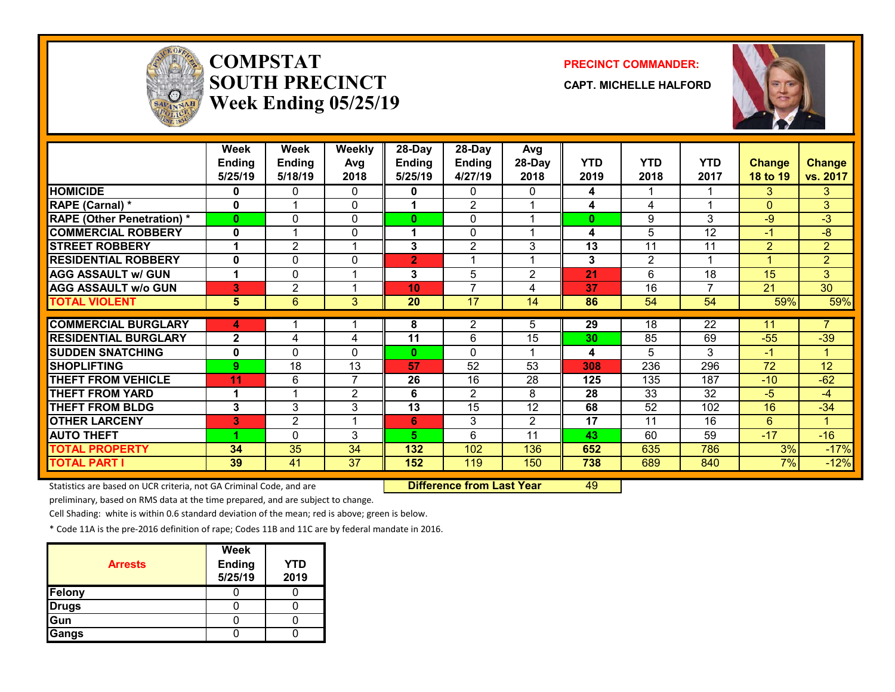# COMPSTAT SOUTH PRECINCT

## Week Ending 05/25/19

**PRECINCT COMMANDER:**

**CAPT. MICHELLE HALFORD**

| | Week Ending 5/25/19 | Week Ending 5/18/19 | Weekly Avg 2018 | 28-Day Ending 5/25/19 | 28-Day Ending 4/27/19 | Avg 28-Day 2018 | YTD 2019 | YTD 2018 | YTD 2017 | Change 18 to 19 | Change vs. 2017 |
|---|---|---|---|---|---|---|---|---|---|---|---|
| HOMICIDE | 0 | 0 | 0 | 0 | 0 | 0 | 4 | 1 | 1 | 3 | 3 |
| RAPE (Carnal) * | 0 | 1 | 0 | 1 | 2 | 1 | 4 | 4 | 1 | 0 | 3 |
| RAPE (Other Penetration) * | 0 | 0 | 0 | 0 | 0 | 1 | 0 | 9 | 3 | -9 | -3 |
| COMMERCIAL ROBBERY | 0 | 1 | 0 | 1 | 0 | 1 | 4 | 5 | 12 | -1 | -8 |
| STREET ROBBERY | 1 | 2 | 1 | 3 | 2 | 3 | 13 | 11 | 11 | 2 | 2 |
| RESIDENTIAL ROBBERY | 0 | 0 | 0 | 2 | 1 | 1 | 3 | 2 | 1 | 1 | 2 |
| AGG ASSAULT w/ GUN | 1 | 0 | 1 | 3 | 5 | 2 | 21 | 6 | 18 | 15 | 3 |
| AGG ASSAULT w/o GUN | 3 | 2 | 1 | 10 | 7 | 4 | 37 | 16 | 7 | 21 | 30 |
| TOTAL VIOLENT | 5 | 6 | 3 | 20 | 17 | 14 | 86 | 54 | 54 | 59% | 59% |
| COMMERCIAL BURGLARY | 4 | 1 | 1 | 8 | 2 | 5 | 29 | 18 | 22 | 11 | 7 |
| RESIDENTIAL BURGLARY | 2 | 4 | 4 | 11 | 6 | 15 | 30 | 85 | 69 | -55 | -39 |
| SUDDEN SNATCHING | 0 | 0 | 0 | 0 | 0 | 1 | 4 | 5 | 3 | -1 | 1 |
| SHOPLIFTING | 9 | 18 | 13 | 57 | 52 | 53 | 308 | 236 | 296 | 72 | 12 |
| THEFT FROM VEHICLE | 11 | 6 | 7 | 26 | 16 | 28 | 125 | 135 | 187 | -10 | -62 |
| THEFT FROM YARD | 1 | 1 | 2 | 6 | 2 | 8 | 28 | 33 | 32 | -5 | -4 |
| THEFT FROM BLDG | 3 | 3 | 3 | 13 | 15 | 12 | 68 | 52 | 102 | 16 | -34 |
| OTHER LARCENY | 3 | 2 | 1 | 6 | 3 | 2 | 17 | 11 | 16 | 6 | 1 |
| AUTO THEFT | 1 | 0 | 3 | 5 | 6 | 11 | 43 | 60 | 59 | -17 | -16 |
| TOTAL PROPERTY | 34 | 35 | 34 | 132 | 102 | 136 | 652 | 635 | 786 | 3% | -17% |
| TOTAL PART I | 39 | 41 | 37 | 152 | 119 | 150 | 738 | 689 | 840 | 7% | -12% |

**Difference from Last Year** 49

Statistics are based on UCR criteria, not GA Criminal Code, and are preliminary, based on RMS data at the time prepared, and are subject to change.

Cell Shading: white is within 0.6 standard deviation of the mean; red is above; green is below.

* Code 11A is the pre-2016 definition of rape; Codes 11B and 11C are by federal mandate in 2016.

| Arrests | Week Ending 5/25/19 | YTD 2019 |
|---|---|---|
| Felony | 0 | 0 |
| Drugs | 0 | 0 |
| Gun | 0 | 0 |
| Gangs | 0 | 0 |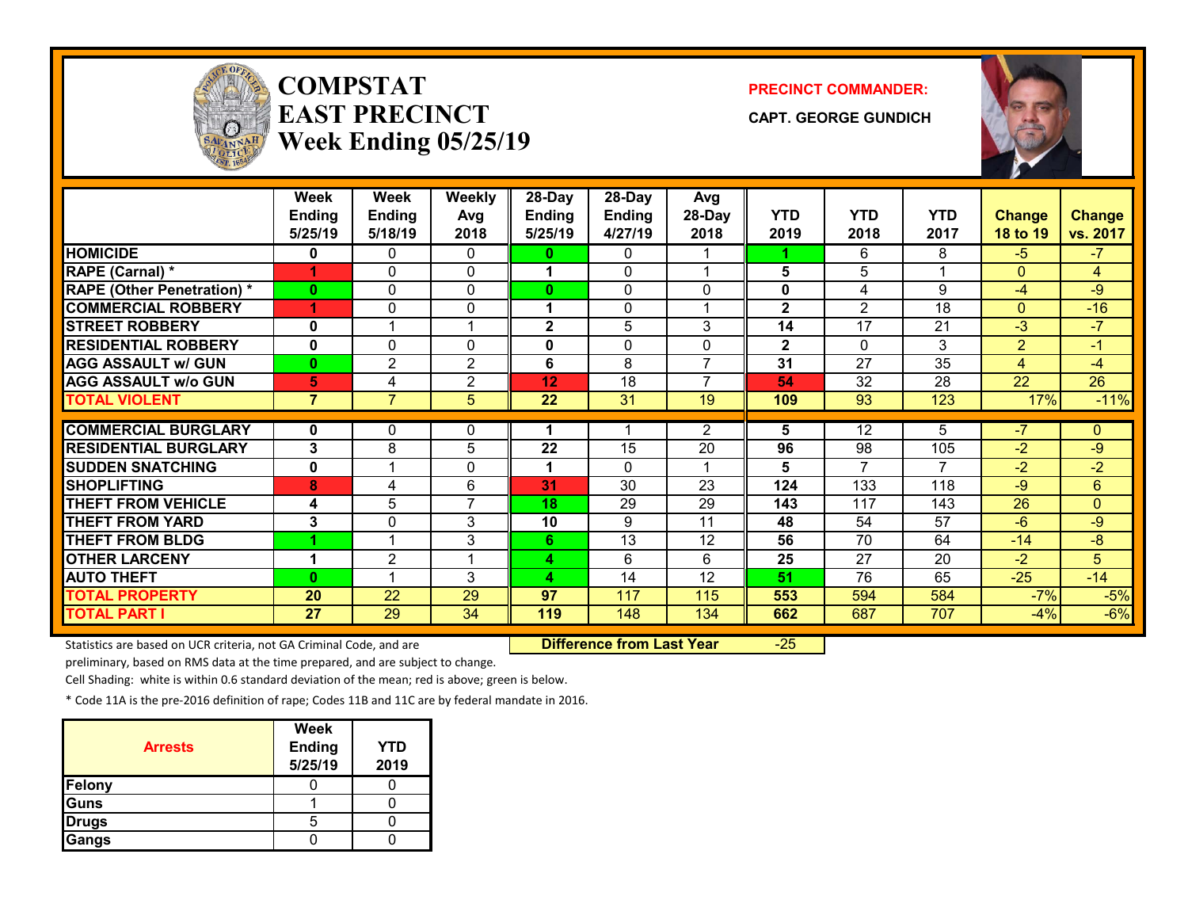# COMPSTAT
# EAST PRECINCT
# Week Ending 05/25/19

**PRECINCT COMMANDER:**

**CAPT. GEORGE GUNDICH**

| | Week Ending 5/25/19 | Week Ending 5/18/19 | Weekly Avg 2018 | 28-Day Ending 5/25/19 | 28-Day Ending 4/27/19 | Avg 28-Day 2018 | YTD 2019 | YTD 2018 | YTD 2017 | Change 18 to 19 | Change vs. 2017 |
|---|---|---|---|---|---|---|---|---|---|---|---|
| HOMICIDE | 0 | 0 | 0 | 0 | 0 | 1 | 1 | 6 | 8 | -5 | -7 |
| RAPE (Carnal) * | 1 | 0 | 0 | 1 | 0 | 1 | 5 | 5 | 1 | 0 | 4 |
| RAPE (Other Penetration) * | 0 | 0 | 0 | 0 | 0 | 0 | 0 | 4 | 9 | -4 | -9 |
| COMMERCIAL ROBBERY | 1 | 0 | 0 | 1 | 0 | 1 | 2 | 2 | 18 | 0 | -16 |
| STREET ROBBERY | 0 | 1 | 1 | 2 | 5 | 3 | 14 | 17 | 21 | -3 | -7 |
| RESIDENTIAL ROBBERY | 0 | 0 | 0 | 0 | 0 | 0 | 2 | 0 | 3 | 2 | -1 |
| AGG ASSAULT w/ GUN | 0 | 2 | 2 | 6 | 8 | 7 | 31 | 27 | 35 | 4 | -4 |
| AGG ASSAULT w/o GUN | 5 | 4 | 2 | 12 | 18 | 7 | 54 | 32 | 28 | 22 | 26 |
| TOTAL VIOLENT | 7 | 7 | 5 | 22 | 31 | 19 | 109 | 93 | 123 | 17% | -11% |
| COMMERCIAL BURGLARY | 0 | 0 | 0 | 1 | 1 | 2 | 5 | 12 | 5 | -7 | 0 |
| RESIDENTIAL BURGLARY | 3 | 8 | 5 | 22 | 15 | 20 | 96 | 98 | 105 | -2 | -9 |
| SUDDEN SNATCHING | 0 | 1 | 0 | 1 | 0 | 1 | 5 | 7 | 7 | -2 | -2 |
| SHOPLIFTING | 8 | 4 | 6 | 31 | 30 | 23 | 124 | 133 | 118 | -9 | 6 |
| THEFT FROM VEHICLE | 4 | 5 | 7 | 18 | 29 | 29 | 143 | 117 | 143 | 26 | 0 |
| THEFT FROM YARD | 3 | 0 | 3 | 10 | 9 | 11 | 48 | 54 | 57 | -6 | -9 |
| THEFT FROM BLDG | 1 | 1 | 3 | 6 | 13 | 12 | 56 | 70 | 64 | -14 | -8 |
| OTHER LARCENY | 1 | 2 | 1 | 4 | 6 | 6 | 25 | 27 | 20 | -2 | 5 |
| AUTO THEFT | 0 | 1 | 3 | 4 | 14 | 12 | 51 | 76 | 65 | -25 | -14 |
| TOTAL PROPERTY | 20 | 22 | 29 | 97 | 117 | 115 | 553 | 594 | 584 | -7% | -5% |
| TOTAL PART I | 27 | 29 | 34 | 119 | 148 | 134 | 662 | 687 | 707 | -4% | -6% |

**Difference from Last Year** -25

Statistics are based on UCR criteria, not GA Criminal Code, and are preliminary, based on RMS data at the time prepared, and are subject to change.

Cell Shading: white is within 0.6 standard deviation of the mean; red is above; green is below.

* Code 11A is the pre-2016 definition of rape; Codes 11B and 11C are by federal mandate in 2016.

| Arrests | Week Ending 5/25/19 | YTD 2019 |
|---|---|---|
| Felony | 0 | 0 |
| Guns | 1 | 0 |
| Drugs | 5 | 0 |
| Gangs | 0 | 0 |